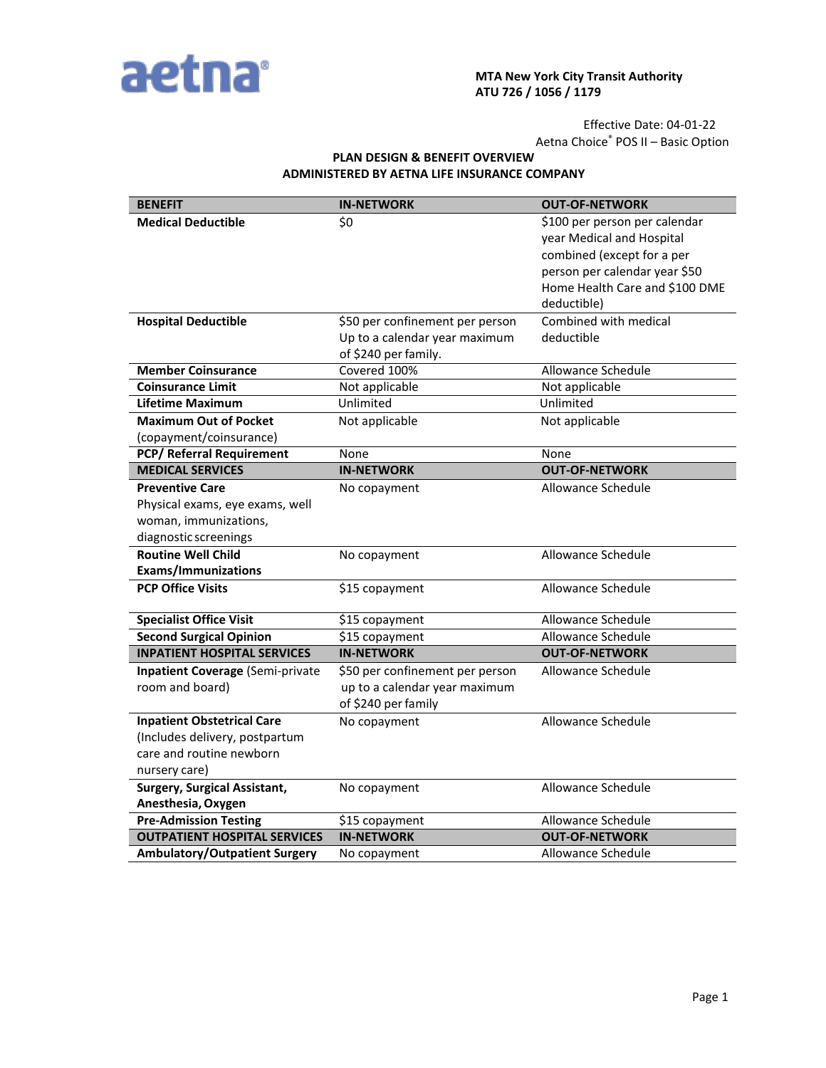aetna®

**MTA New York City Transit Authority**
**ATU 726 / 1056 / 1179**

Effective Date: 04-01-22
Aetna Choice® POS II – Basic Option

## PLAN DESIGN & BENEFIT OVERVIEW
## ADMINISTERED BY AETNA LIFE INSURANCE COMPANY

| BENEFIT | IN-NETWORK | OUT-OF-NETWORK |
|---|---|---|
| **Medical Deductible** | $0 | $100 per person per calendar year Medical and Hospital combined (except for a per person per calendar year $50 Home Health Care and $100 DME deductible) |
| **Hospital Deductible** | $50 per confinement per person Up to a calendar year maximum of $240 per family. | Combined with medical deductible |
| **Member Coinsurance** | Covered 100% | Allowance Schedule |
| **Coinsurance Limit** | Not applicable | Not applicable |
| **Lifetime Maximum** | Unlimited | Unlimited |
| **Maximum Out of Pocket** (copayment/coinsurance) | Not applicable | Not applicable |
| **PCP/ Referral Requirement** | None | None |
| **MEDICAL SERVICES** | **IN-NETWORK** | **OUT-OF-NETWORK** |
| **Preventive Care** Physical exams, eye exams, well woman, immunizations, diagnostic screenings | No copayment | Allowance Schedule |
| **Routine Well Child Exams/Immunizations** | No copayment | Allowance Schedule |
| **PCP Office Visits** | $15 copayment | Allowance Schedule |
| **Specialist Office Visit** | $15 copayment | Allowance Schedule |
| **Second Surgical Opinion** | $15 copayment | Allowance Schedule |
| **INPATIENT HOSPITAL SERVICES** | **IN-NETWORK** | **OUT-OF-NETWORK** |
| **Inpatient Coverage** (Semi-private room and board) | $50 per confinement per person up to a calendar year maximum of $240 per family | Allowance Schedule |
| **Inpatient Obstetrical Care** (Includes delivery, postpartum care and routine newborn nursery care) | No copayment | Allowance Schedule |
| **Surgery, Surgical Assistant, Anesthesia, Oxygen** | No copayment | Allowance Schedule |
| **Pre-Admission Testing** | $15 copayment | Allowance Schedule |
| **OUTPATIENT HOSPITAL SERVICES** | **IN-NETWORK** | **OUT-OF-NETWORK** |
| **Ambulatory/Outpatient Surgery** | No copayment | Allowance Schedule |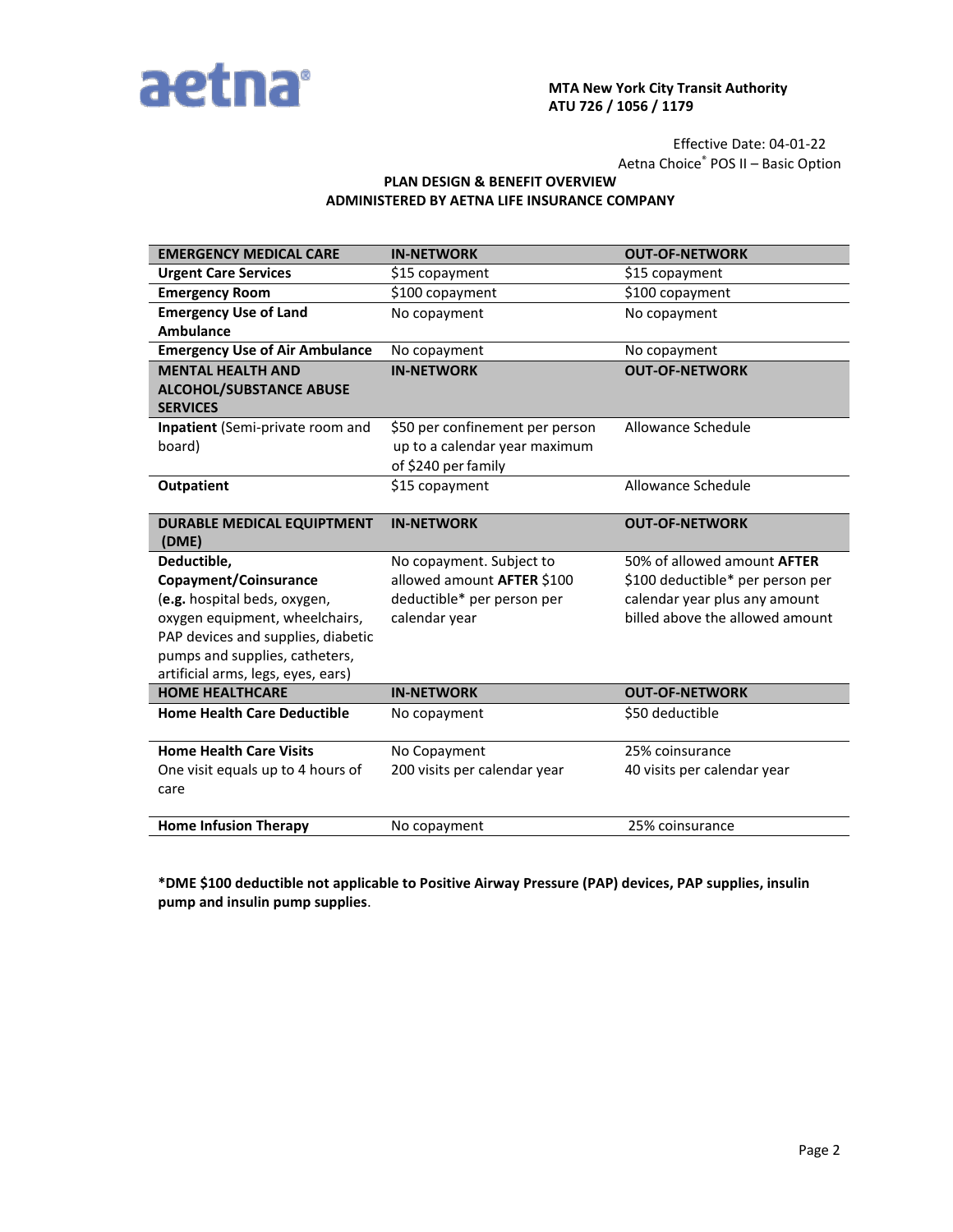**MTA New York City Transit Authority**
**ATU 726 / 1056 / 1179**

Effective Date: 04-01-22
Aetna Choice® POS II – Basic Option

**PLAN DESIGN & BENEFIT OVERVIEW**
**ADMINISTERED BY AETNA LIFE INSURANCE COMPANY**

| **EMERGENCY MEDICAL CARE** | **IN-NETWORK** | **OUT-OF-NETWORK** |
|---|---|---|
| **Urgent Care Services** | $15 copayment | $15 copayment |
| **Emergency Room** | $100 copayment | $100 copayment |
| **Emergency Use of Land Ambulance** | No copayment | No copayment |
| **Emergency Use of Air Ambulance** | No copayment | No copayment |
| **MENTAL HEALTH AND ALCOHOL/SUBSTANCE ABUSE SERVICES** | **IN-NETWORK** | **OUT-OF-NETWORK** |
| **Inpatient** (Semi-private room and board) | $50 per confinement per person up to a calendar year maximum of $240 per family | Allowance Schedule |
| **Outpatient** | $15 copayment | Allowance Schedule |
| **DURABLE MEDICAL EQUIPTMENT (DME)** | **IN-NETWORK** | **OUT-OF-NETWORK** |
| **Deductible, Copayment/Coinsurance** (**e.g.** hospital beds, oxygen, oxygen equipment, wheelchairs, PAP devices and supplies, diabetic pumps and supplies, catheters, artificial arms, legs, eyes, ears) | No copayment. Subject to allowed amount **AFTER** $100 deductible* per person per calendar year | 50% of allowed amount **AFTER** $100 deductible* per person per calendar year plus any amount billed above the allowed amount |
| **HOME HEALTHCARE** | **IN-NETWORK** | **OUT-OF-NETWORK** |
| **Home Health Care Deductible** | No copayment | $50 deductible |
| **Home Health Care Visits** One visit equals up to 4 hours of care | No Copayment 200 visits per calendar year | 25% coinsurance 40 visits per calendar year |
| **Home Infusion Therapy** | No copayment | 25% coinsurance |

**\*DME $100 deductible not applicable to Positive Airway Pressure (PAP) devices, PAP supplies, insulin pump and insulin pump supplies**.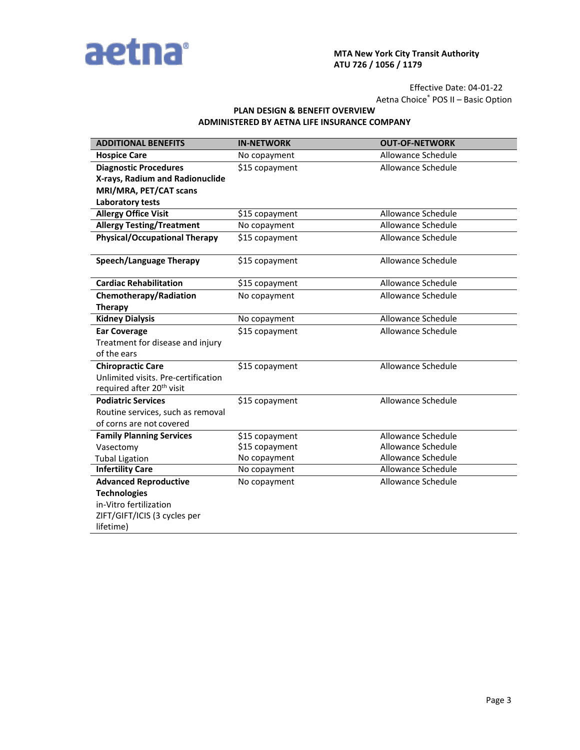aetna®

**MTA New York City Transit Authority**
**ATU 726 / 1056 / 1179**

Effective Date: 04-01-22
Aetna Choice® POS II – Basic Option

**PLAN DESIGN & BENEFIT OVERVIEW**
**ADMINISTERED BY AETNA LIFE INSURANCE COMPANY**

| ADDITIONAL BENEFITS | IN-NETWORK | OUT-OF-NETWORK |
|---|---|---|
| **Hospice Care** | No copayment | Allowance Schedule |
| **Diagnostic Procedures** **X-rays, Radium and Radionuclide** **MRI/MRA, PET/CAT scans** **Laboratory tests** | $15 copayment | Allowance Schedule |
| **Allergy Office Visit** | $15 copayment | Allowance Schedule |
| **Allergy Testing/Treatment** | No copayment | Allowance Schedule |
| **Physical/Occupational Therapy** | $15 copayment | Allowance Schedule |
| **Speech/Language Therapy** | $15 copayment | Allowance Schedule |
| **Cardiac Rehabilitation** | $15 copayment | Allowance Schedule |
| **Chemotherapy/Radiation Therapy** | No copayment | Allowance Schedule |
| **Kidney Dialysis** | No copayment | Allowance Schedule |
| **Ear Coverage** Treatment for disease and injury of the ears | $15 copayment | Allowance Schedule |
| **Chiropractic Care** Unlimited visits. Pre-certification required after 20th visit | $15 copayment | Allowance Schedule |
| **Podiatric Services** Routine services, such as removal of corns are not covered | $15 copayment | Allowance Schedule |
| **Family Planning Services** Vasectomy Tubal Ligation | $15 copayment $15 copayment No copayment | Allowance Schedule Allowance Schedule Allowance Schedule |
| **Infertility Care** | No copayment | Allowance Schedule |
| **Advanced Reproductive Technologies** in-Vitro fertilization ZIFT/GIFT/ICIS (3 cycles per lifetime) | No copayment | Allowance Schedule |